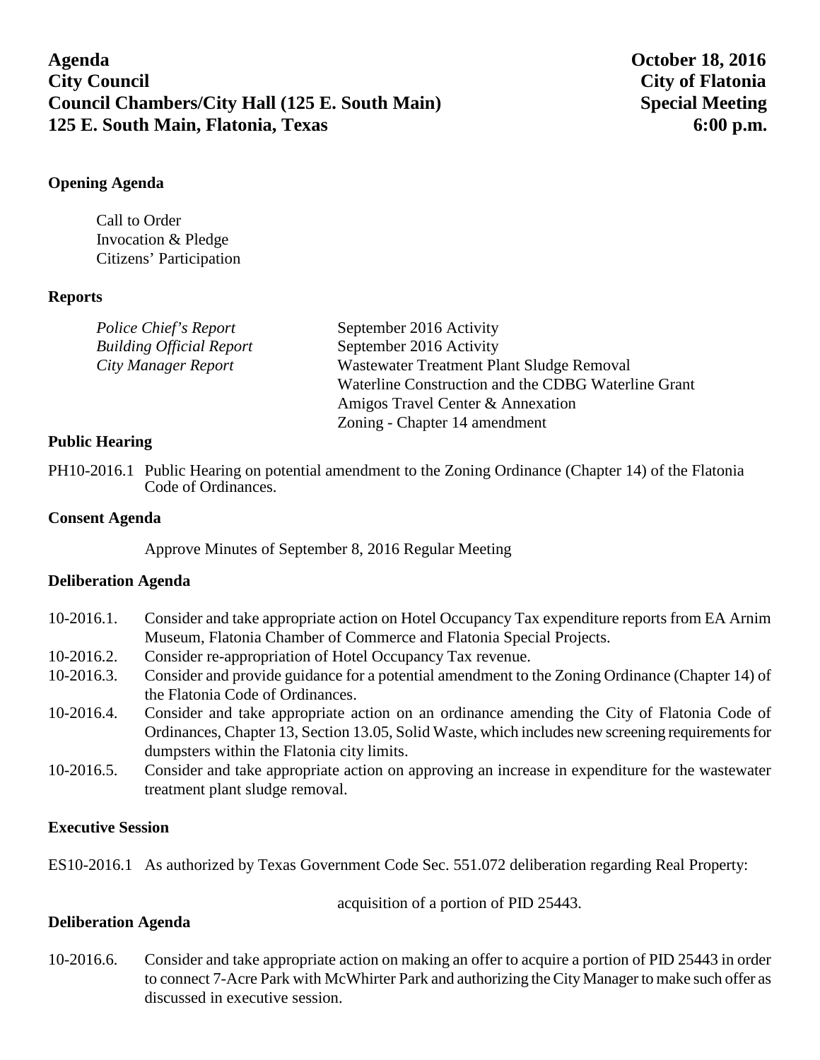**Agenda**
**City Council**
**Council Chambers/City Hall (125 E. South Main)**
**125 E. South Main, Flatonia, Texas**

**October 18, 2016**
**City of Flatonia**
**Special Meeting**
**6:00 p.m.**

### Opening Agenda

Call to Order
Invocation & Pledge
Citizens' Participation

### Reports

| | |
|---|---|
| *Police Chief's Report* | September 2016 Activity |
| *Building Official Report* | September 2016 Activity |
| *City Manager Report* | Wastewater Treatment Plant Sludge Removal |
| | Waterline Construction and the CDBG Waterline Grant |
| | Amigos Travel Center & Annexation |
| | Zoning - Chapter 14 amendment |

### Public Hearing

PH10-2016.1 Public Hearing on potential amendment to the Zoning Ordinance (Chapter 14) of the Flatonia Code of Ordinances.

### Consent Agenda

Approve Minutes of September 8, 2016 Regular Meeting

### Deliberation Agenda

10-2016.1. Consider and take appropriate action on Hotel Occupancy Tax expenditure reports from EA Arnim Museum, Flatonia Chamber of Commerce and Flatonia Special Projects.

10-2016.2. Consider re-appropriation of Hotel Occupancy Tax revenue.

10-2016.3. Consider and provide guidance for a potential amendment to the Zoning Ordinance (Chapter 14) of the Flatonia Code of Ordinances.

10-2016.4. Consider and take appropriate action on an ordinance amending the City of Flatonia Code of Ordinances, Chapter 13, Section 13.05, Solid Waste, which includes new screening requirements for dumpsters within the Flatonia city limits.

10-2016.5. Consider and take appropriate action on approving an increase in expenditure for the wastewater treatment plant sludge removal.

### Executive Session

ES10-2016.1 As authorized by Texas Government Code Sec. 551.072 deliberation regarding Real Property:

acquisition of a portion of PID 25443.

### Deliberation Agenda

10-2016.6. Consider and take appropriate action on making an offer to acquire a portion of PID 25443 in order to connect 7-Acre Park with McWhirter Park and authorizing the City Manager to make such offer as discussed in executive session.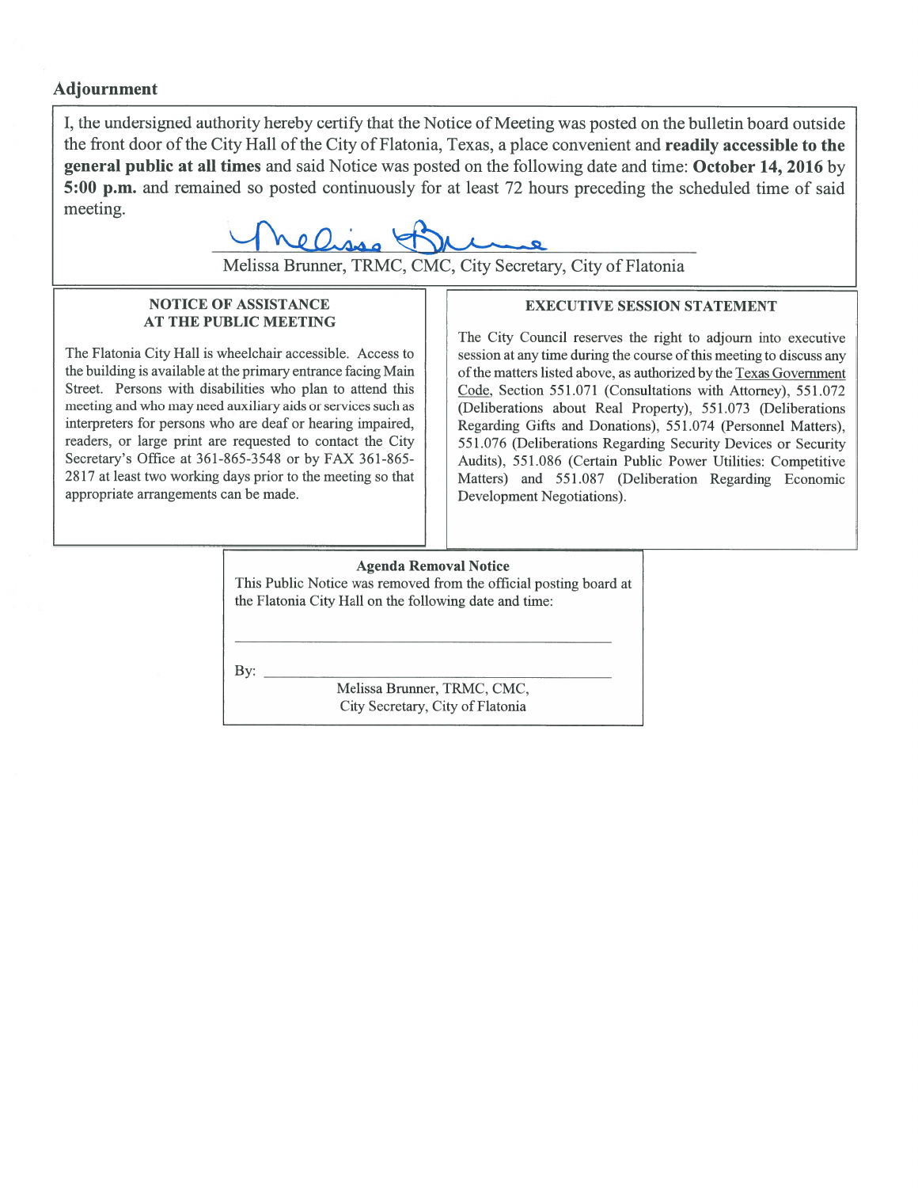## Adjournment

I, the undersigned authority hereby certify that the Notice of Meeting was posted on the bulletin board outside the front door of the City Hall of the City of Flatonia, Texas, a place convenient and **readily accessible to the general public at all times** and said Notice was posted on the following date and time: **October 14, 2016** by **5:00 p.m.** and remained so posted continuously for at least 72 hours preceding the scheduled time of said meeting.

Melissa Brunner, TRMC, CMC, City Secretary, City of Flatonia

### NOTICE OF ASSISTANCE AT THE PUBLIC MEETING

The Flatonia City Hall is wheelchair accessible. Access to the building is available at the primary entrance facing Main Street. Persons with disabilities who plan to attend this meeting and who may need auxiliary aids or services such as interpreters for persons who are deaf or hearing impaired, readers, or large print are requested to contact the City Secretary's Office at 361-865-3548 or by FAX 361-865-2817 at least two working days prior to the meeting so that appropriate arrangements can be made.

### EXECUTIVE SESSION STATEMENT

The City Council reserves the right to adjourn into executive session at any time during the course of this meeting to discuss any of the matters listed above, as authorized by the Texas Government Code, Section 551.071 (Consultations with Attorney), 551.072 (Deliberations about Real Property), 551.073 (Deliberations Regarding Gifts and Donations), 551.074 (Personnel Matters), 551.076 (Deliberations Regarding Security Devices or Security Audits), 551.086 (Certain Public Power Utilities: Competitive Matters) and 551.087 (Deliberation Regarding Economic Development Negotiations).

### Agenda Removal Notice

This Public Notice was removed from the official posting board at the Flatonia City Hall on the following date and time:

_______________________________________

By: _______________________________________

Melissa Brunner, TRMC, CMC,
City Secretary, City of Flatonia